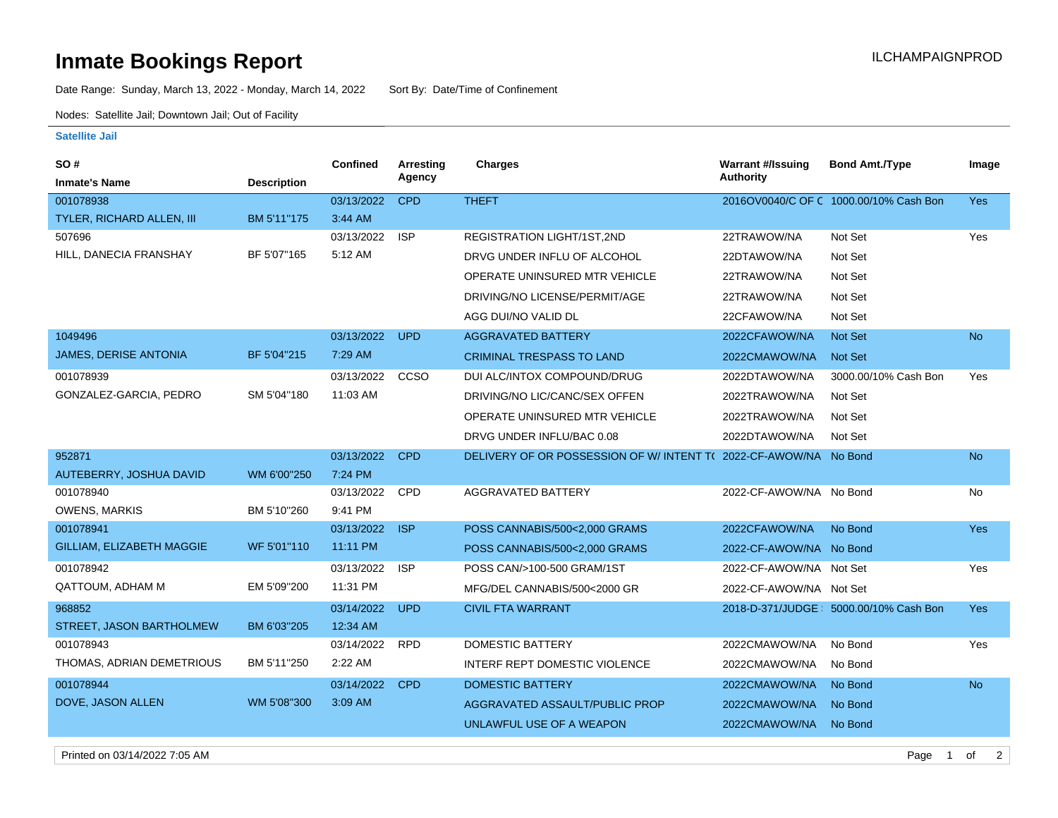# Inmate Bookings Report

ILCHAMPAIGNPROD

Date Range: Sunday, March 13, 2022 - Monday, March 14, 2022     Sort By: Date/Time of Confinement

Nodes: Satellite Jail; Downtown Jail; Out of Facility

### Satellite Jail

| SO # / Inmate's Name | Description | Confined | Arresting Agency | Charges | Warrant #/Issuing Authority | Bond Amt./Type | Image |
|---|---|---|---|---|---|---|---|
| 001078938 | | 03/13/2022 | CPD | THEFT | 2016OV0040/C OF C | 1000.00/10% Cash Bon | Yes |
| TYLER, RICHARD ALLEN, III | BM 5'11"175 | 3:44 AM | | | | | |
| 507696 | | 03/13/2022 | ISP | REGISTRATION LIGHT/1ST,2ND | 22TRAWOW/NA | Not Set | Yes |
| HILL, DANECIA FRANSHAY | BF 5'07"165 | 5:12 AM | | DRVG UNDER INFLU OF ALCOHOL | 22DTAWOW/NA | Not Set | |
| | | | | OPERATE UNINSURED MTR VEHICLE | 22TRAWOW/NA | Not Set | |
| | | | | DRIVING/NO LICENSE/PERMIT/AGE | 22TRAWOW/NA | Not Set | |
| | | | | AGG DUI/NO VALID DL | 22CFAWOW/NA | Not Set | |
| 1049496 | | 03/13/2022 | UPD | AGGRAVATED BATTERY | 2022CFAWOW/NA | Not Set | No |
| JAMES, DERISE ANTONIA | BF 5'04"215 | 7:29 AM | | CRIMINAL TRESPASS TO LAND | 2022CMAWOW/NA | Not Set | |
| 001078939 | | 03/13/2022 | CCSO | DUI ALC/INTOX COMPOUND/DRUG | 2022DTAWOW/NA | 3000.00/10% Cash Bon | Yes |
| GONZALEZ-GARCIA, PEDRO | SM 5'04"180 | 11:03 AM | | DRIVING/NO LIC/CANC/SEX OFFEN | 2022TRAWOW/NA | Not Set | |
| | | | | OPERATE UNINSURED MTR VEHICLE | 2022TRAWOW/NA | Not Set | |
| | | | | DRVG UNDER INFLU/BAC 0.08 | 2022DTAWOW/NA | Not Set | |
| 952871 | | 03/13/2022 | CPD | DELIVERY OF OR POSSESSION OF W/ INTENT T( | 2022-CF-AWOW/NA | No Bond | No |
| AUTEBERRY, JOSHUA DAVID | WM 6'00"250 | 7:24 PM | | | | | |
| 001078940 | | 03/13/2022 | CPD | AGGRAVATED BATTERY | 2022-CF-AWOW/NA | No Bond | No |
| OWENS, MARKIS | BM 5'10"260 | 9:41 PM | | | | | |
| 001078941 | | 03/13/2022 | ISP | POSS CANNABIS/500<2,000 GRAMS | 2022CFAWOW/NA | No Bond | Yes |
| GILLIAM, ELIZABETH MAGGIE | WF 5'01"110 | 11:11 PM | | POSS CANNABIS/500<2,000 GRAMS | 2022-CF-AWOW/NA | No Bond | |
| 001078942 | | 03/13/2022 | ISP | POSS CAN/>100-500 GRAM/1ST | 2022-CF-AWOW/NA | Not Set | Yes |
| QATTOUM, ADHAM M | EM 5'09"200 | 11:31 PM | | MFG/DEL CANNABIS/500<2000 GR | 2022-CF-AWOW/NA | Not Set | |
| 968852 | | 03/14/2022 | UPD | CIVIL FTA WARRANT | 2018-D-371/JUDGE | 5000.00/10% Cash Bon | Yes |
| STREET, JASON BARTHOLMEW | BM 6'03"205 | 12:34 AM | | | | | |
| 001078943 | | 03/14/2022 | RPD | DOMESTIC BATTERY | 2022CMAWOW/NA | No Bond | Yes |
| THOMAS, ADRIAN DEMETRIOUS | BM 5'11"250 | 2:22 AM | | INTERF REPT DOMESTIC VIOLENCE | 2022CMAWOW/NA | No Bond | |
| 001078944 | | 03/14/2022 | CPD | DOMESTIC BATTERY | 2022CMAWOW/NA | No Bond | No |
| DOVE, JASON ALLEN | WM 5'08"300 | 3:09 AM | | AGGRAVATED ASSAULT/PUBLIC PROP | 2022CMAWOW/NA | No Bond | |
| | | | | UNLAWFUL USE OF A WEAPON | 2022CMAWOW/NA | No Bond | |

Printed on 03/14/2022 7:05 AM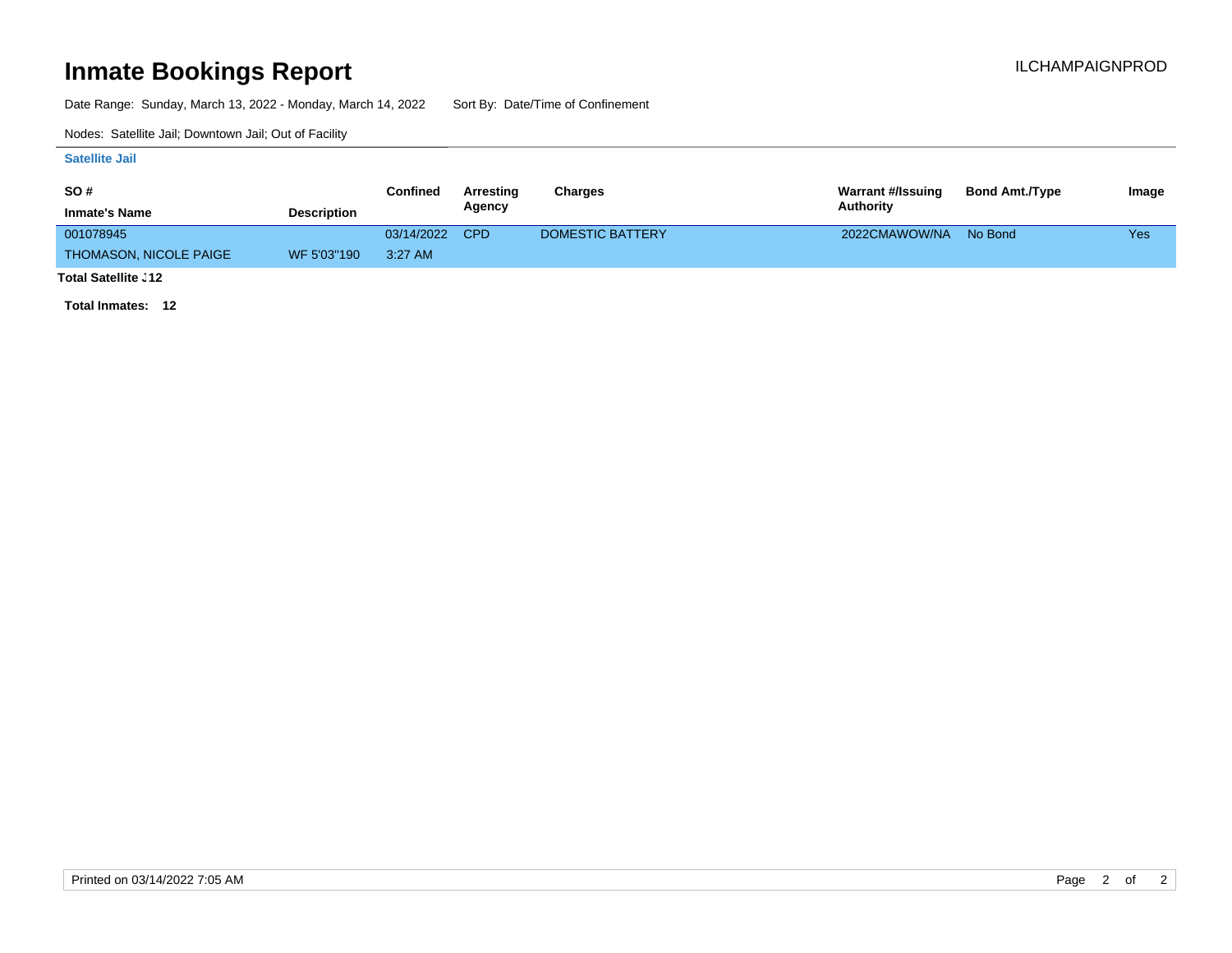# Inmate Bookings Report

ILCHAMPAIGNPROD

Date Range: Sunday, March 13, 2022 - Monday, March 14, 2022 Sort By: Date/Time of Confinement

Nodes: Satellite Jail; Downtown Jail; Out of Facility

**Satellite Jail**

| SO # / Inmate's Name | Description | Confined | Arresting Agency | Charges | Warrant #/Issuing Authority | Bond Amt./Type | Image |
|---|---|---|---|---|---|---|---|
| 001078945 THOMASON, NICOLE PAIGE | WF 5'03"190 | 03/14/2022 3:27 AM | CPD | DOMESTIC BATTERY | 2022CMAWOW/NA | No Bond | Yes |

**Total Satellite J 12**

**Total Inmates: 12**

Printed on 03/14/2022 7:05 AM